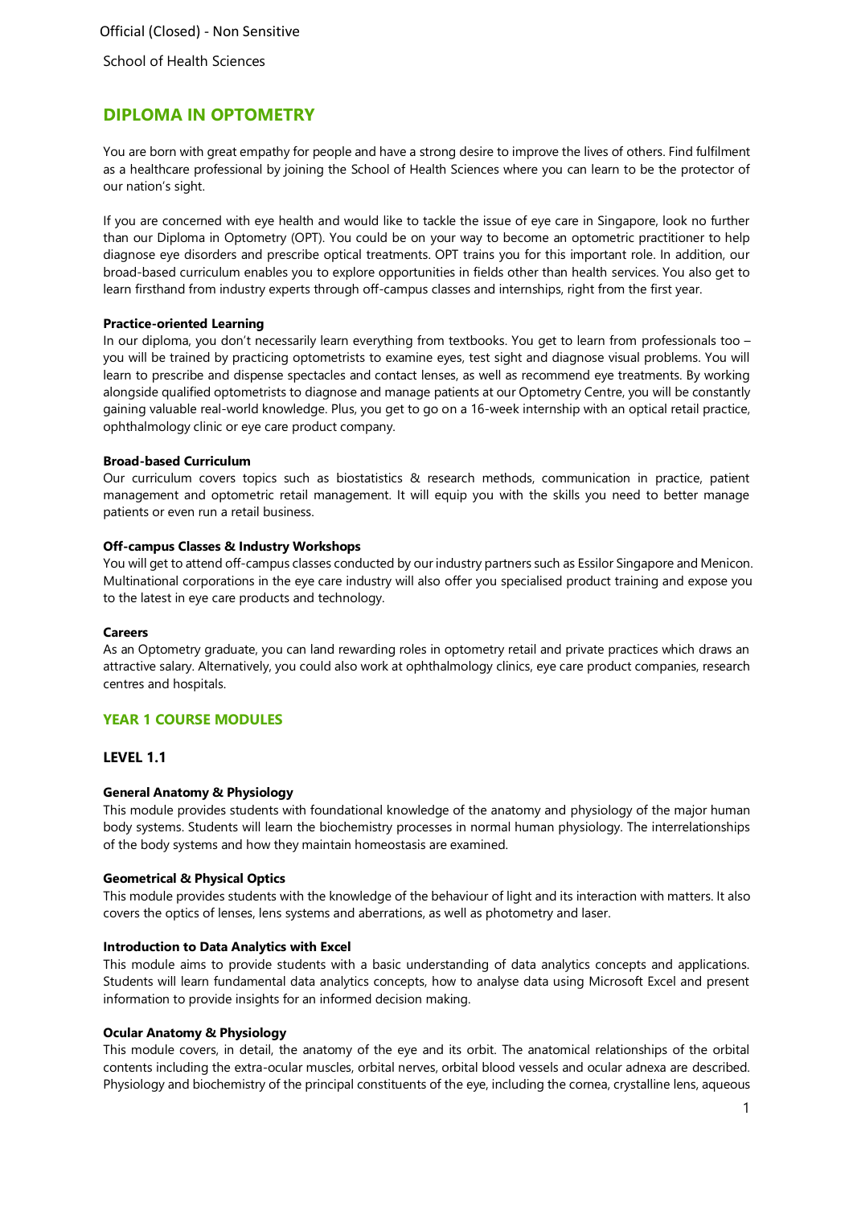Official (Closed) - Non Sensitive

School of Health Sciences

# DIPLOMA IN OPTOMETRY

You are born with great empathy for people and have a strong desire to improve the lives of others. Find fulfilment as a healthcare professional by joining the School of Health Sciences where you can learn to be the protector of our nation's sight.

If you are concerned with eye health and would like to tackle the issue of eye care in Singapore, look no further than our Diploma in Optometry (OPT). You could be on your way to become an optometric practitioner to help diagnose eye disorders and prescribe optical treatments. OPT trains you for this important role. In addition, our broad-based curriculum enables you to explore opportunities in fields other than health services. You also get to learn firsthand from industry experts through off-campus classes and internships, right from the first year.

**Practice-oriented Learning**

In our diploma, you don't necessarily learn everything from textbooks. You get to learn from professionals too – you will be trained by practicing optometrists to examine eyes, test sight and diagnose visual problems. You will learn to prescribe and dispense spectacles and contact lenses, as well as recommend eye treatments. By working alongside qualified optometrists to diagnose and manage patients at our Optometry Centre, you will be constantly gaining valuable real-world knowledge. Plus, you get to go on a 16-week internship with an optical retail practice, ophthalmology clinic or eye care product company.

**Broad-based Curriculum**

Our curriculum covers topics such as biostatistics & research methods, communication in practice, patient management and optometric retail management. It will equip you with the skills you need to better manage patients or even run a retail business.

**Off-campus Classes & Industry Workshops**

You will get to attend off-campus classes conducted by our industry partners such as Essilor Singapore and Menicon. Multinational corporations in the eye care industry will also offer you specialised product training and expose you to the latest in eye care products and technology.

**Careers**

As an Optometry graduate, you can land rewarding roles in optometry retail and private practices which draws an attractive salary. Alternatively, you could also work at ophthalmology clinics, eye care product companies, research centres and hospitals.

## YEAR 1 COURSE MODULES

### LEVEL 1.1

**General Anatomy & Physiology**

This module provides students with foundational knowledge of the anatomy and physiology of the major human body systems. Students will learn the biochemistry processes in normal human physiology. The interrelationships of the body systems and how they maintain homeostasis are examined.

**Geometrical & Physical Optics**

This module provides students with the knowledge of the behaviour of light and its interaction with matters. It also covers the optics of lenses, lens systems and aberrations, as well as photometry and laser.

**Introduction to Data Analytics with Excel**

This module aims to provide students with a basic understanding of data analytics concepts and applications. Students will learn fundamental data analytics concepts, how to analyse data using Microsoft Excel and present information to provide insights for an informed decision making.

**Ocular Anatomy & Physiology**

This module covers, in detail, the anatomy of the eye and its orbit. The anatomical relationships of the orbital contents including the extra-ocular muscles, orbital nerves, orbital blood vessels and ocular adnexa are described. Physiology and biochemistry of the principal constituents of the eye, including the cornea, crystalline lens, aqueous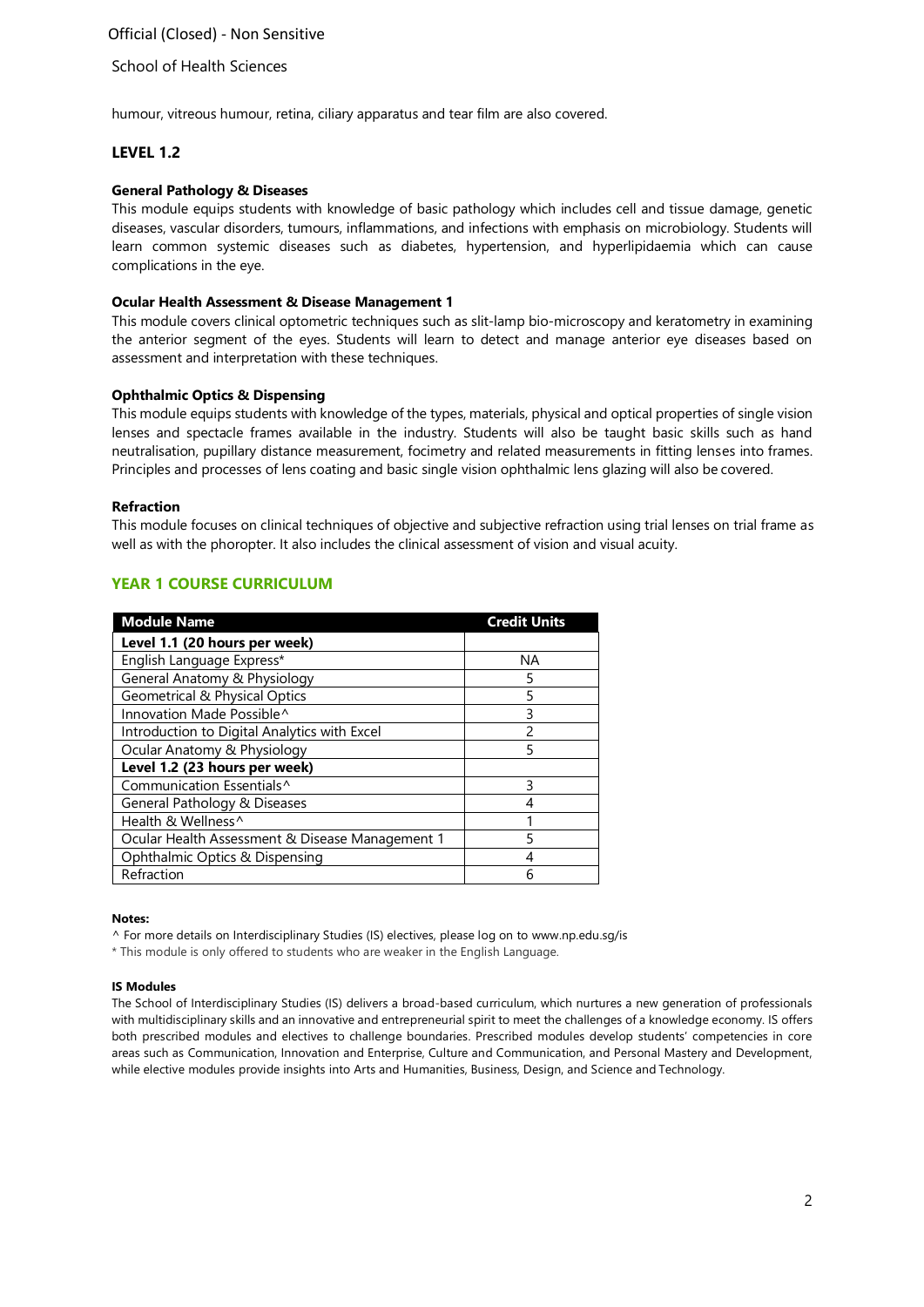humour, vitreous humour, retina, ciliary apparatus and tear film are also covered.

## LEVEL 1.2

**General Pathology & Diseases**

This module equips students with knowledge of basic pathology which includes cell and tissue damage, genetic diseases, vascular disorders, tumours, inflammations, and infections with emphasis on microbiology. Students will learn common systemic diseases such as diabetes, hypertension, and hyperlipidaemia which can cause complications in the eye.

**Ocular Health Assessment & Disease Management 1**

This module covers clinical optometric techniques such as slit-lamp bio-microscopy and keratometry in examining the anterior segment of the eyes. Students will learn to detect and manage anterior eye diseases based on assessment and interpretation with these techniques.

**Ophthalmic Optics & Dispensing**

This module equips students with knowledge of the types, materials, physical and optical properties of single vision lenses and spectacle frames available in the industry. Students will also be taught basic skills such as hand neutralisation, pupillary distance measurement, focimetry and related measurements in fitting lenses into frames. Principles and processes of lens coating and basic single vision ophthalmic lens glazing will also be covered.

**Refraction**

This module focuses on clinical techniques of objective and subjective refraction using trial lenses on trial frame as well as with the phoropter. It also includes the clinical assessment of vision and visual acuity.

## YEAR 1 COURSE CURRICULUM

| Module Name | Credit Units |
|---|---|
| **Level 1.1 (20 hours per week)** | |
| English Language Express* | NA |
| General Anatomy & Physiology | 5 |
| Geometrical & Physical Optics | 5 |
| Innovation Made Possible^ | 3 |
| Introduction to Digital Analytics with Excel | 2 |
| Ocular Anatomy & Physiology | 5 |
| **Level 1.2 (23 hours per week)** | |
| Communication Essentials^ | 3 |
| General Pathology & Diseases | 4 |
| Health & Wellness^ | 1 |
| Ocular Health Assessment & Disease Management 1 | 5 |
| Ophthalmic Optics & Dispensing | 4 |
| Refraction | 6 |

**Notes:**

^ For more details on Interdisciplinary Studies (IS) electives, please log on to www.np.edu.sg/is

* This module is only offered to students who are weaker in the English Language.

**IS Modules**

The School of Interdisciplinary Studies (IS) delivers a broad-based curriculum, which nurtures a new generation of professionals with multidisciplinary skills and an innovative and entrepreneurial spirit to meet the challenges of a knowledge economy. IS offers both prescribed modules and electives to challenge boundaries. Prescribed modules develop students' competencies in core areas such as Communication, Innovation and Enterprise, Culture and Communication, and Personal Mastery and Development, while elective modules provide insights into Arts and Humanities, Business, Design, and Science and Technology.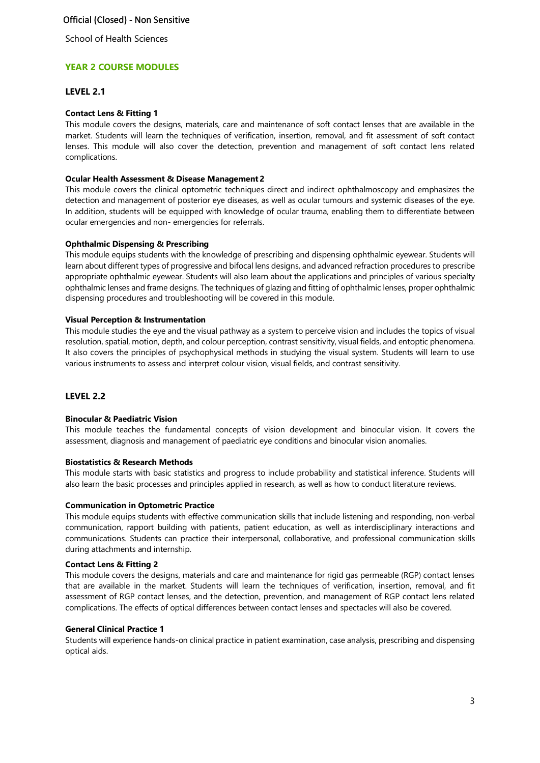School of Health Sciences

## YEAR 2 COURSE MODULES

### LEVEL 2.1

**Contact Lens & Fitting 1**

This module covers the designs, materials, care and maintenance of soft contact lenses that are available in the market. Students will learn the techniques of verification, insertion, removal, and fit assessment of soft contact lenses. This module will also cover the detection, prevention and management of soft contact lens related complications.

**Ocular Health Assessment & Disease Management 2**

This module covers the clinical optometric techniques direct and indirect ophthalmoscopy and emphasizes the detection and management of posterior eye diseases, as well as ocular tumours and systemic diseases of the eye. In addition, students will be equipped with knowledge of ocular trauma, enabling them to differentiate between ocular emergencies and non- emergencies for referrals.

**Ophthalmic Dispensing & Prescribing**

This module equips students with the knowledge of prescribing and dispensing ophthalmic eyewear. Students will learn about different types of progressive and bifocal lens designs, and advanced refraction procedures to prescribe appropriate ophthalmic eyewear. Students will also learn about the applications and principles of various specialty ophthalmic lenses and frame designs. The techniques of glazing and fitting of ophthalmic lenses, proper ophthalmic dispensing procedures and troubleshooting will be covered in this module.

**Visual Perception & Instrumentation**

This module studies the eye and the visual pathway as a system to perceive vision and includes the topics of visual resolution, spatial, motion, depth, and colour perception, contrast sensitivity, visual fields, and entoptic phenomena. It also covers the principles of psychophysical methods in studying the visual system. Students will learn to use various instruments to assess and interpret colour vision, visual fields, and contrast sensitivity.

### LEVEL 2.2

**Binocular & Paediatric Vision**

This module teaches the fundamental concepts of vision development and binocular vision. It covers the assessment, diagnosis and management of paediatric eye conditions and binocular vision anomalies.

**Biostatistics & Research Methods**

This module starts with basic statistics and progress to include probability and statistical inference. Students will also learn the basic processes and principles applied in research, as well as how to conduct literature reviews.

**Communication in Optometric Practice**

This module equips students with effective communication skills that include listening and responding, non-verbal communication, rapport building with patients, patient education, as well as interdisciplinary interactions and communications. Students can practice their interpersonal, collaborative, and professional communication skills during attachments and internship.

**Contact Lens & Fitting 2**

This module covers the designs, materials and care and maintenance for rigid gas permeable (RGP) contact lenses that are available in the market. Students will learn the techniques of verification, insertion, removal, and fit assessment of RGP contact lenses, and the detection, prevention, and management of RGP contact lens related complications. The effects of optical differences between contact lenses and spectacles will also be covered.

**General Clinical Practice 1**

Students will experience hands-on clinical practice in patient examination, case analysis, prescribing and dispensing optical aids.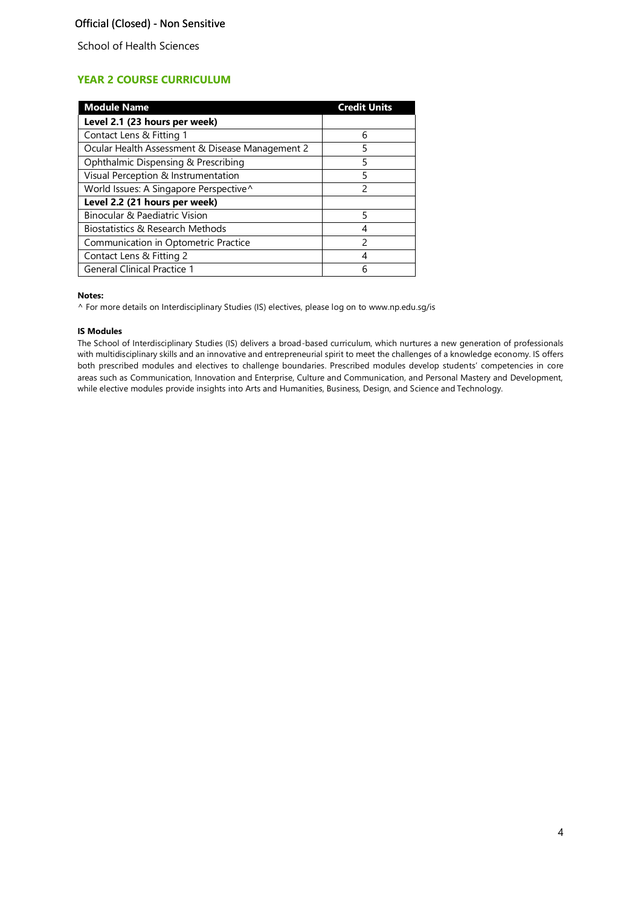School of Health Sciences

## YEAR 2 COURSE CURRICULUM

| Module Name | Credit Units |
|---|---|
| **Level 2.1 (23 hours per week)** | |
| Contact Lens & Fitting 1 | 6 |
| Ocular Health Assessment & Disease Management 2 | 5 |
| Ophthalmic Dispensing & Prescribing | 5 |
| Visual Perception & Instrumentation | 5 |
| World Issues: A Singapore Perspective^ | 2 |
| **Level 2.2 (21 hours per week)** | |
| Binocular & Paediatric Vision | 5 |
| Biostatistics & Research Methods | 4 |
| Communication in Optometric Practice | 2 |
| Contact Lens & Fitting 2 | 4 |
| General Clinical Practice 1 | 6 |

**Notes:**

^ For more details on Interdisciplinary Studies (IS) electives, please log on to www.np.edu.sg/is

**IS Modules**

The School of Interdisciplinary Studies (IS) delivers a broad-based curriculum, which nurtures a new generation of professionals with multidisciplinary skills and an innovative and entrepreneurial spirit to meet the challenges of a knowledge economy. IS offers both prescribed modules and electives to challenge boundaries. Prescribed modules develop students' competencies in core areas such as Communication, Innovation and Enterprise, Culture and Communication, and Personal Mastery and Development, while elective modules provide insights into Arts and Humanities, Business, Design, and Science and Technology.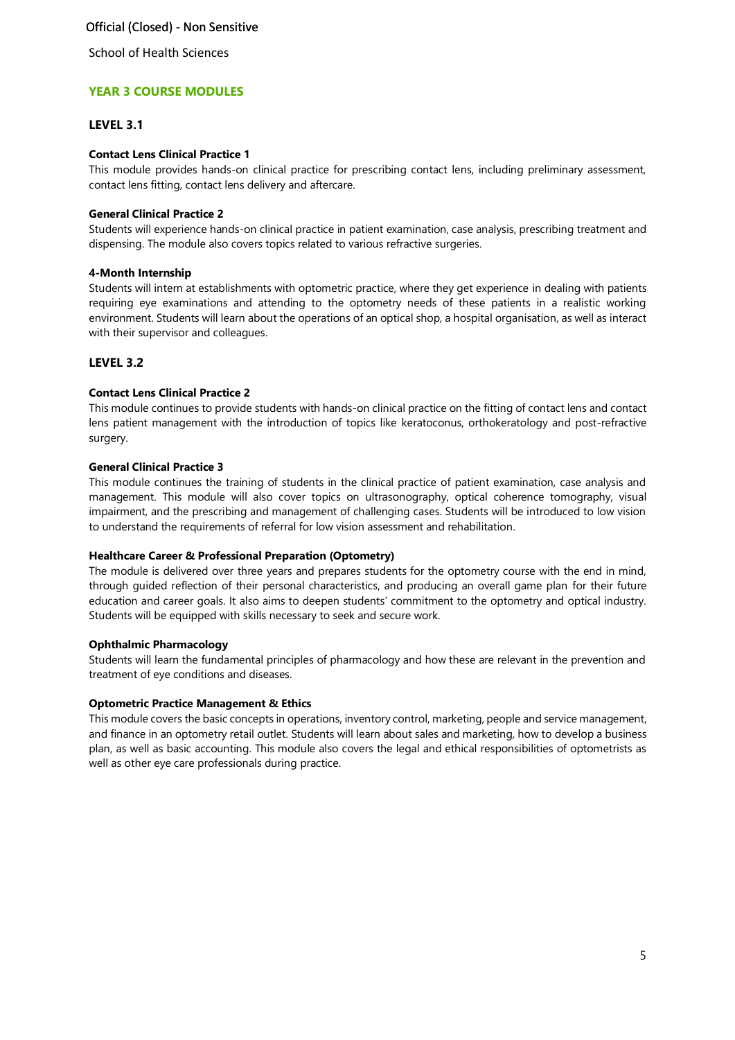## YEAR 3 COURSE MODULES

### LEVEL 3.1

**Contact Lens Clinical Practice 1**

This module provides hands-on clinical practice for prescribing contact lens, including preliminary assessment, contact lens fitting, contact lens delivery and aftercare.

**General Clinical Practice 2**

Students will experience hands-on clinical practice in patient examination, case analysis, prescribing treatment and dispensing. The module also covers topics related to various refractive surgeries.

**4-Month Internship**

Students will intern at establishments with optometric practice, where they get experience in dealing with patients requiring eye examinations and attending to the optometry needs of these patients in a realistic working environment. Students will learn about the operations of an optical shop, a hospital organisation, as well as interact with their supervisor and colleagues.

### LEVEL 3.2

**Contact Lens Clinical Practice 2**

This module continues to provide students with hands-on clinical practice on the fitting of contact lens and contact lens patient management with the introduction of topics like keratoconus, orthokeratology and post-refractive surgery.

**General Clinical Practice 3**

This module continues the training of students in the clinical practice of patient examination, case analysis and management. This module will also cover topics on ultrasonography, optical coherence tomography, visual impairment, and the prescribing and management of challenging cases. Students will be introduced to low vision to understand the requirements of referral for low vision assessment and rehabilitation.

**Healthcare Career & Professional Preparation (Optometry)**

The module is delivered over three years and prepares students for the optometry course with the end in mind, through guided reflection of their personal characteristics, and producing an overall game plan for their future education and career goals. It also aims to deepen students' commitment to the optometry and optical industry. Students will be equipped with skills necessary to seek and secure work.

**Ophthalmic Pharmacology**

Students will learn the fundamental principles of pharmacology and how these are relevant in the prevention and treatment of eye conditions and diseases.

**Optometric Practice Management & Ethics**

This module covers the basic concepts in operations, inventory control, marketing, people and service management, and finance in an optometry retail outlet. Students will learn about sales and marketing, how to develop a business plan, as well as basic accounting. This module also covers the legal and ethical responsibilities of optometrists as well as other eye care professionals during practice.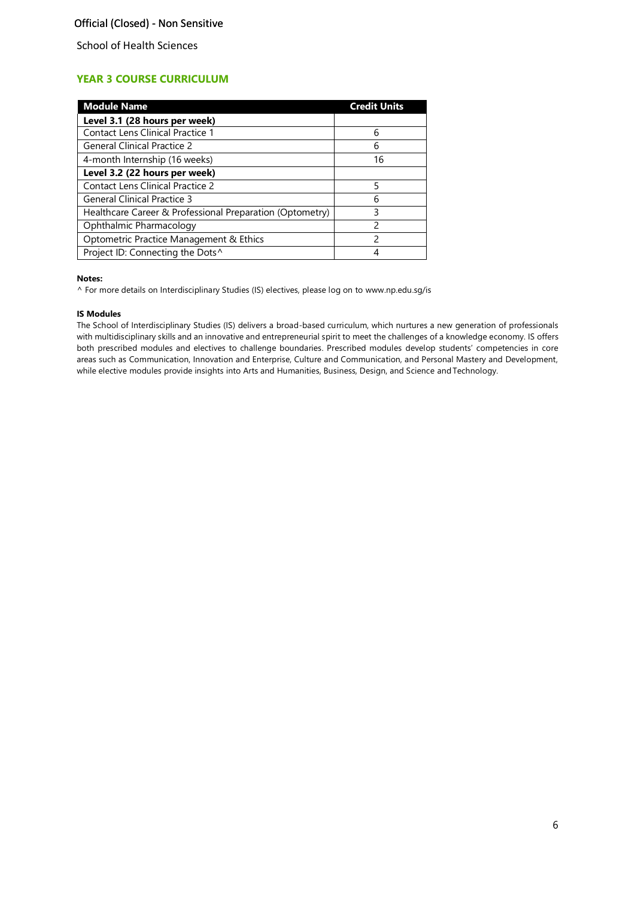## YEAR 3 COURSE CURRICULUM

| Module Name | Credit Units |
|---|---|
| **Level 3.1 (28 hours per week)** | |
| Contact Lens Clinical Practice 1 | 6 |
| General Clinical Practice 2 | 6 |
| 4-month Internship (16 weeks) | 16 |
| **Level 3.2 (22 hours per week)** | |
| Contact Lens Clinical Practice 2 | 5 |
| General Clinical Practice 3 | 6 |
| Healthcare Career & Professional Preparation (Optometry) | 3 |
| Ophthalmic Pharmacology | 2 |
| Optometric Practice Management & Ethics | 2 |
| Project ID: Connecting the Dots^ | 4 |

**Notes:**

^ For more details on Interdisciplinary Studies (IS) electives, please log on to www.np.edu.sg/is

**IS Modules**

The School of Interdisciplinary Studies (IS) delivers a broad-based curriculum, which nurtures a new generation of professionals with multidisciplinary skills and an innovative and entrepreneurial spirit to meet the challenges of a knowledge economy. IS offers both prescribed modules and electives to challenge boundaries. Prescribed modules develop students' competencies in core areas such as Communication, Innovation and Enterprise, Culture and Communication, and Personal Mastery and Development, while elective modules provide insights into Arts and Humanities, Business, Design, and Science and Technology.